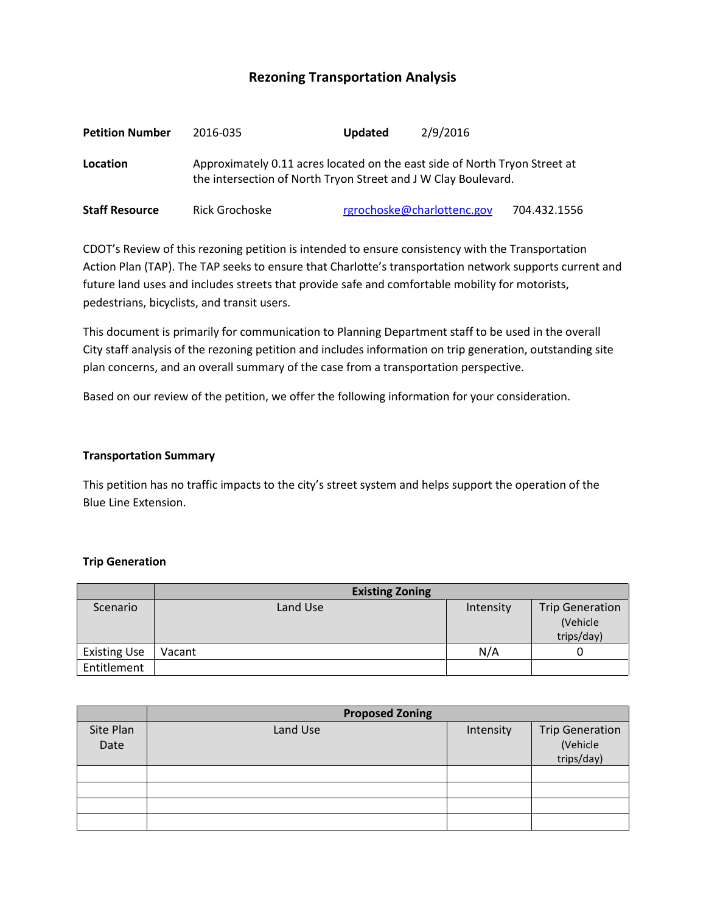# Rezoning Transportation Analysis

**Petition Number** 2016-035 **Updated** 2/9/2016

**Location** Approximately 0.11 acres located on the east side of North Tryon Street at the intersection of North Tryon Street and J W Clay Boulevard.

**Staff Resource** Rick Grochoske rgrochoske@charlottenc.gov 704.432.1556

CDOT's Review of this rezoning petition is intended to ensure consistency with the Transportation Action Plan (TAP). The TAP seeks to ensure that Charlotte's transportation network supports current and future land uses and includes streets that provide safe and comfortable mobility for motorists, pedestrians, bicyclists, and transit users.

This document is primarily for communication to Planning Department staff to be used in the overall City staff analysis of the rezoning petition and includes information on trip generation, outstanding site plan concerns, and an overall summary of the case from a transportation perspective.

Based on our review of the petition, we offer the following information for your consideration.

### Transportation Summary

This petition has no traffic impacts to the city's street system and helps support the operation of the Blue Line Extension.

### Trip Generation

| | Existing Zoning | | |
|---|---|---|---|
| Scenario | Land Use | Intensity | Trip Generation (Vehicle trips/day) |
| Existing Use | Vacant | N/A | 0 |
| Entitlement | | | |

| | Proposed Zoning | | |
|---|---|---|---|
| Site Plan Date | Land Use | Intensity | Trip Generation (Vehicle trips/day) |
| | | | |
| | | | |
| | | | |
| | | | |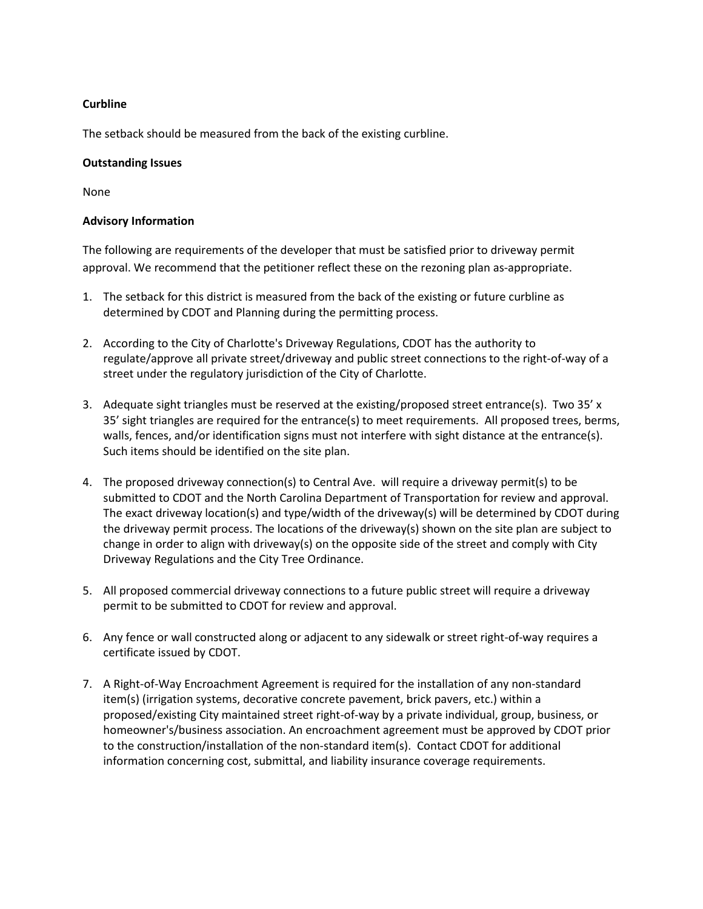**Curbline**

The setback should be measured from the back of the existing curbline.

**Outstanding Issues**

None

**Advisory Information**

The following are requirements of the developer that must be satisfied prior to driveway permit approval. We recommend that the petitioner reflect these on the rezoning plan as-appropriate.

1. The setback for this district is measured from the back of the existing or future curbline as determined by CDOT and Planning during the permitting process.

2. According to the City of Charlotte's Driveway Regulations, CDOT has the authority to regulate/approve all private street/driveway and public street connections to the right-of-way of a street under the regulatory jurisdiction of the City of Charlotte.

3. Adequate sight triangles must be reserved at the existing/proposed street entrance(s). Two 35' x 35' sight triangles are required for the entrance(s) to meet requirements. All proposed trees, berms, walls, fences, and/or identification signs must not interfere with sight distance at the entrance(s). Such items should be identified on the site plan.

4. The proposed driveway connection(s) to Central Ave. will require a driveway permit(s) to be submitted to CDOT and the North Carolina Department of Transportation for review and approval. The exact driveway location(s) and type/width of the driveway(s) will be determined by CDOT during the driveway permit process. The locations of the driveway(s) shown on the site plan are subject to change in order to align with driveway(s) on the opposite side of the street and comply with City Driveway Regulations and the City Tree Ordinance.

5. All proposed commercial driveway connections to a future public street will require a driveway permit to be submitted to CDOT for review and approval.

6. Any fence or wall constructed along or adjacent to any sidewalk or street right-of-way requires a certificate issued by CDOT.

7. A Right-of-Way Encroachment Agreement is required for the installation of any non-standard item(s) (irrigation systems, decorative concrete pavement, brick pavers, etc.) within a proposed/existing City maintained street right-of-way by a private individual, group, business, or homeowner's/business association. An encroachment agreement must be approved by CDOT prior to the construction/installation of the non-standard item(s). Contact CDOT for additional information concerning cost, submittal, and liability insurance coverage requirements.